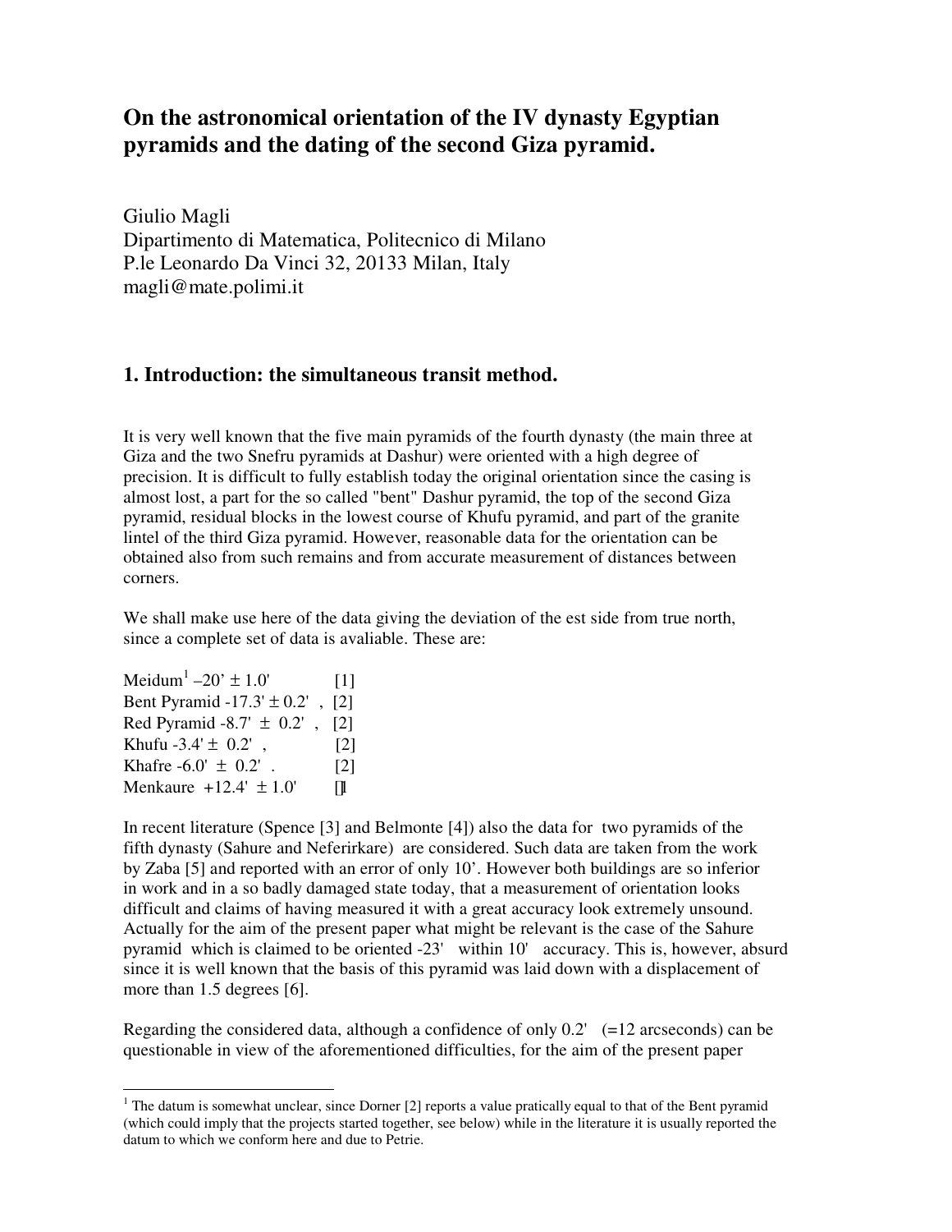# On the astronomical orientation of the IV dynasty Egyptian pyramids and the dating of the second Giza pyramid.

Giulio Magli
Dipartimento di Matematica, Politecnico di Milano
P.le Leonardo Da Vinci 32, 20133 Milan, Italy
magli@mate.polimi.it

## 1. Introduction: the simultaneous transit method.

It is very well known that the five main pyramids of the fourth dynasty (the main three at Giza and the two Snefru pyramids at Dashur) were oriented with a high degree of precision. It is difficult to fully establish today the original orientation since the casing is almost lost, a part for the so called "bent" Dashur pyramid, the top of the second Giza pyramid, residual blocks in the lowest course of Khufu pyramid, and part of the granite lintel of the third Giza pyramid. However, reasonable data for the orientation can be obtained also from such remains and from accurate measurement of distances between corners.

We shall make use here of the data giving the deviation of the est side from true north, since a complete set of data is avaliable. These are:

Meidum[1] –20' ± 1.0' [1]
Bent Pyramid -17.3' ± 0.2' , [2]
Red Pyramid -8.7' ± 0.2' , [2]
Khufu -3.4' ± 0.2' , [2]
Khafre -6.0' ± 0.2' . [2]
Menkaure +12.4' ± 1.0' [1]

In recent literature (Spence [3] and Belmonte [4]) also the data for two pyramids of the fifth dynasty (Sahure and Neferirkare) are considered. Such data are taken from the work by Zaba [5] and reported with an error of only 10'. However both buildings are so inferior in work and in a so badly damaged state today, that a measurement of orientation looks difficult and claims of having measured it with a great accuracy look extremely unsound. Actually for the aim of the present paper what might be relevant is the case of the Sahure pyramid which is claimed to be oriented -23' within 10' accuracy. This is, however, absurd since it is well known that the basis of this pyramid was laid down with a displacement of more than 1.5 degrees [6].

Regarding the considered data, although a confidence of only 0.2' (=12 arcseconds) can be questionable in view of the aforementioned difficulties, for the aim of the present paper

[1] The datum is somewhat unclear, since Dorner [2] reports a value pratically equal to that of the Bent pyramid (which could imply that the projects started together, see below) while in the literature it is usually reported the datum to which we conform here and due to Petrie.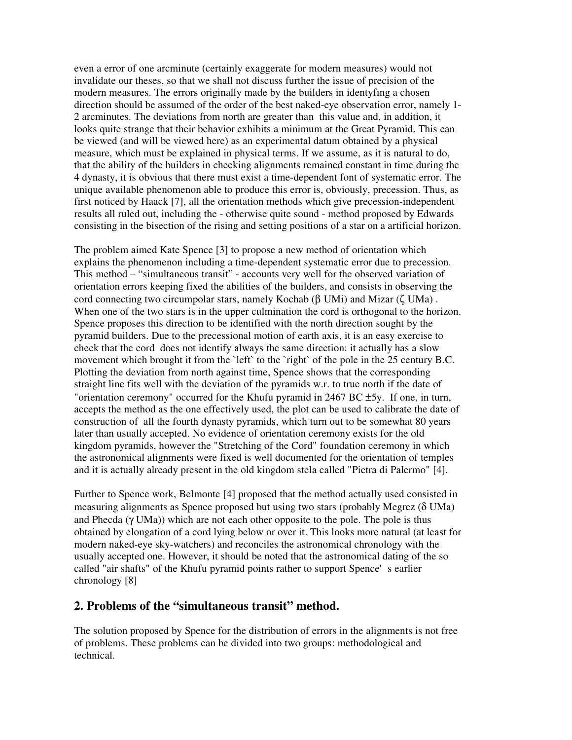even a error of one arcminute (certainly exaggerate for modern measures) would not invalidate our theses, so that we shall not discuss further the issue of precision of the modern measures. The errors originally made by the builders in identyfing a chosen direction should be assumed of the order of the best naked-eye observation error, namely 1-2 arcminutes. The deviations from north are greater than this value and, in addition, it looks quite strange that their behavior exhibits a minimum at the Great Pyramid. This can be viewed (and will be viewed here) as an experimental datum obtained by a physical measure, which must be explained in physical terms. If we assume, as it is natural to do, that the ability of the builders in checking alignments remained constant in time during the 4 dynasty, it is obvious that there must exist a time-dependent font of systematic error. The unique available phenomenon able to produce this error is, obviously, precession. Thus, as first noticed by Haack [7], all the orientation methods which give precession-independent results all ruled out, including the - otherwise quite sound - method proposed by Edwards consisting in the bisection of the rising and setting positions of a star on a artificial horizon.

The problem aimed Kate Spence [3] to propose a new method of orientation which explains the phenomenon including a time-dependent systematic error due to precession. This method – "simultaneous transit" - accounts very well for the observed variation of orientation errors keeping fixed the abilities of the builders, and consists in observing the cord connecting two circumpolar stars, namely Kochab (β UMi) and Mizar (ζ UMa) . When one of the two stars is in the upper culmination the cord is orthogonal to the horizon. Spence proposes this direction to be identified with the north direction sought by the pyramid builders. Due to the precessional motion of earth axis, it is an easy exercise to check that the cord does not identify always the same direction: it actually has a slow movement which brought it from the `left` to the `right` of the pole in the 25 century B.C. Plotting the deviation from north against time, Spence shows that the corresponding straight line fits well with the deviation of the pyramids w.r. to true north if the date of "orientation ceremony" occurred for the Khufu pyramid in 2467 BC ±5y. If one, in turn, accepts the method as the one effectively used, the plot can be used to calibrate the date of construction of all the fourth dynasty pyramids, which turn out to be somewhat 80 years later than usually accepted. No evidence of orientation ceremony exists for the old kingdom pyramids, however the "Stretching of the Cord" foundation ceremony in which the astronomical alignments were fixed is well documented for the orientation of temples and it is actually already present in the old kingdom stela called "Pietra di Palermo" [4].

Further to Spence work, Belmonte [4] proposed that the method actually used consisted in measuring alignments as Spence proposed but using two stars (probably Megrez (δ UMa) and Phecda (γ UMa)) which are not each other opposite to the pole. The pole is thus obtained by elongation of a cord lying below or over it. This looks more natural (at least for modern naked-eye sky-watchers) and reconciles the astronomical chronology with the usually accepted one. However, it should be noted that the astronomical dating of the so called "air shafts" of the Khufu pyramid points rather to support Spence' s earlier chronology [8]

## 2. Problems of the "simultaneous transit" method.

The solution proposed by Spence for the distribution of errors in the alignments is not free of problems. These problems can be divided into two groups: methodological and technical.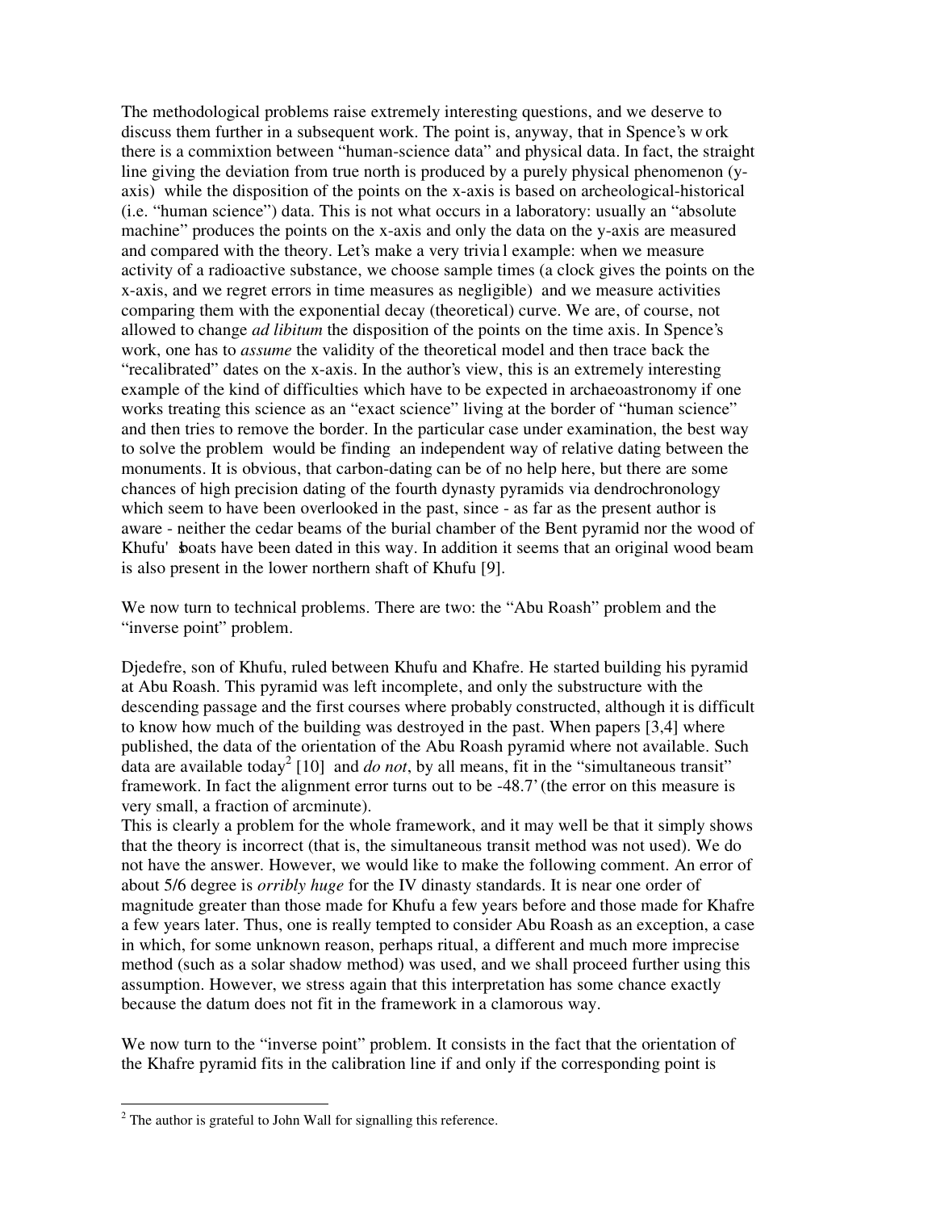The methodological problems raise extremely interesting questions, and we deserve to discuss them further in a subsequent work. The point is, anyway, that in Spence's work there is a commixtion between "human-science data" and physical data. In fact, the straight line giving the deviation from true north is produced by a purely physical phenomenon (y-axis) while the disposition of the points on the x-axis is based on archeological-historical (i.e. "human science") data. This is not what occurs in a laboratory: usually an "absolute machine" produces the points on the x-axis and only the data on the y-axis are measured and compared with the theory. Let's make a very trivial example: when we measure activity of a radioactive substance, we choose sample times (a clock gives the points on the x-axis, and we regret errors in time measures as negligible) and we measure activities comparing them with the exponential decay (theoretical) curve. We are, of course, not allowed to change *ad libitum* the disposition of the points on the time axis. In Spence's work, one has to *assume* the validity of the theoretical model and then trace back the "recalibrated" dates on the x-axis. In the author's view, this is an extremely interesting example of the kind of difficulties which have to be expected in archaeoastronomy if one works treating this science as an "exact science" living at the border of "human science" and then tries to remove the border. In the particular case under examination, the best way to solve the problem would be finding an independent way of relative dating between the monuments. It is obvious, that carbon-dating can be of no help here, but there are some chances of high precision dating of the fourth dynasty pyramids via dendrochronology which seem to have been overlooked in the past, since - as far as the present author is aware - neither the cedar beams of the burial chamber of the Bent pyramid nor the wood of Khufu's boats have been dated in this way. In addition it seems that an original wood beam is also present in the lower northern shaft of Khufu [9].

We now turn to technical problems. There are two: the "Abu Roash" problem and the "inverse point" problem.

Djedefre, son of Khufu, ruled between Khufu and Khafre. He started building his pyramid at Abu Roash. This pyramid was left incomplete, and only the substructure with the descending passage and the first courses where probably constructed, although it is difficult to know how much of the building was destroyed in the past. When papers [3,4] where published, the data of the orientation of the Abu Roash pyramid where not available. Such data are available today[2] [10] and *do not*, by all means, fit in the "simultaneous transit" framework. In fact the alignment error turns out to be -48.7' (the error on this measure is very small, a fraction of arcminute).
This is clearly a problem for the whole framework, and it may well be that it simply shows that the theory is incorrect (that is, the simultaneous transit method was not used). We do not have the answer. However, we would like to make the following comment. An error of about 5/6 degree is *orribly huge* for the IV dinasty standards. It is near one order of magnitude greater than those made for Khufu a few years before and those made for Khafre a few years later. Thus, one is really tempted to consider Abu Roash as an exception, a case in which, for some unknown reason, perhaps ritual, a different and much more imprecise method (such as a solar shadow method) was used, and we shall proceed further using this assumption. However, we stress again that this interpretation has some chance exactly because the datum does not fit in the framework in a clamorous way.

We now turn to the "inverse point" problem. It consists in the fact that the orientation of the Khafre pyramid fits in the calibration line if and only if the corresponding point is

[2] The author is grateful to John Wall for signalling this reference.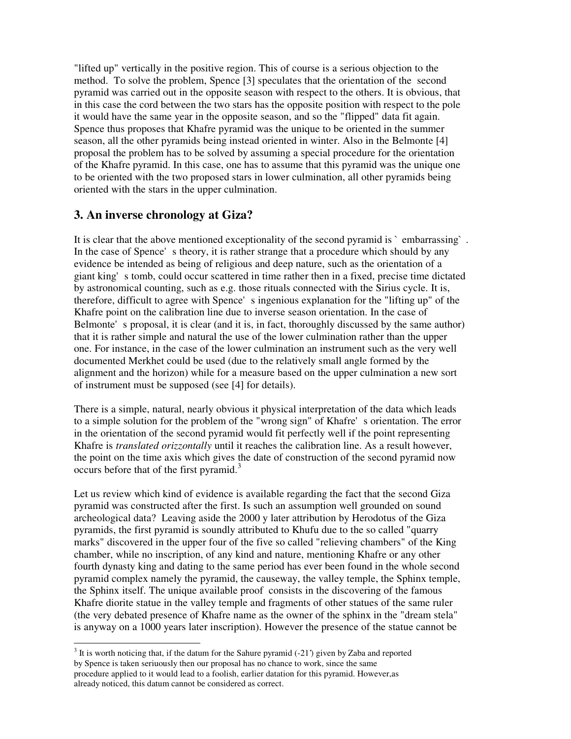"lifted up" vertically in the positive region. This of course is a serious objection to the method. To solve the problem, Spence [3] speculates that the orientation of the second pyramid was carried out in the opposite season with respect to the others. It is obvious, that in this case the cord between the two stars has the opposite position with respect to the pole it would have the same year in the opposite season, and so the "flipped" data fit again. Spence thus proposes that Khafre pyramid was the unique to be oriented in the summer season, all the other pyramids being instead oriented in winter. Also in the Belmonte [4] proposal the problem has to be solved by assuming a special procedure for the orientation of the Khafre pyramid. In this case, one has to assume that this pyramid was the unique one to be oriented with the two proposed stars in lower culmination, all other pyramids being oriented with the stars in the upper culmination.

## 3. An inverse chronology at Giza?

It is clear that the above mentioned exceptionality of the second pyramid is ` embarrassing` . In the case of Spence' s theory, it is rather strange that a procedure which should by any evidence be intended as being of religious and deep nature, such as the orientation of a giant king' s tomb, could occur scattered in time rather then in a fixed, precise time dictated by astronomical counting, such as e.g. those rituals connected with the Sirius cycle. It is, therefore, difficult to agree with Spence' s ingenious explanation for the "lifting up" of the Khafre point on the calibration line due to inverse season orientation. In the case of Belmonte' s proposal, it is clear (and it is, in fact, thoroughly discussed by the same author) that it is rather simple and natural the use of the lower culmination rather than the upper one. For instance, in the case of the lower culmination an instrument such as the very well documented Merkhet could be used (due to the relatively small angle formed by the alignment and the horizon) while for a measure based on the upper culmination a new sort of instrument must be supposed (see [4] for details).

There is a simple, natural, nearly obvious it physical interpretation of the data which leads to a simple solution for the problem of the "wrong sign" of Khafre' s orientation. The error in the orientation of the second pyramid would fit perfectly well if the point representing Khafre is *translated orizzontally* until it reaches the calibration line. As a result however, the point on the time axis which gives the date of construction of the second pyramid now occurs before that of the first pyramid.[3]

Let us review which kind of evidence is available regarding the fact that the second Giza pyramid was constructed after the first. Is such an assumption well grounded on sound archeological data? Leaving aside the 2000 y later attribution by Herodotus of the Giza pyramids, the first pyramid is soundly attributed to Khufu due to the so called "quarry marks" discovered in the upper four of the five so called "relieving chambers" of the King chamber, while no inscription, of any kind and nature, mentioning Khafre or any other fourth dynasty king and dating to the same period has ever been found in the whole second pyramid complex namely the pyramid, the causeway, the valley temple, the Sphinx temple, the Sphinx itself. The unique available proof consists in the discovering of the famous Khafre diorite statue in the valley temple and fragments of other statues of the same ruler (the very debated presence of Khafre name as the owner of the sphinx in the "dream stela" is anyway on a 1000 years later inscription). However the presence of the statue cannot be

[3] It is worth noticing that, if the datum for the Sahure pyramid (-21') given by Zaba and reported by Spence is taken seriuously then our proposal has no chance to work, since the same procedure applied to it would lead to a foolish, earlier datation for this pyramid. However,as already noticed, this datum cannot be considered as correct.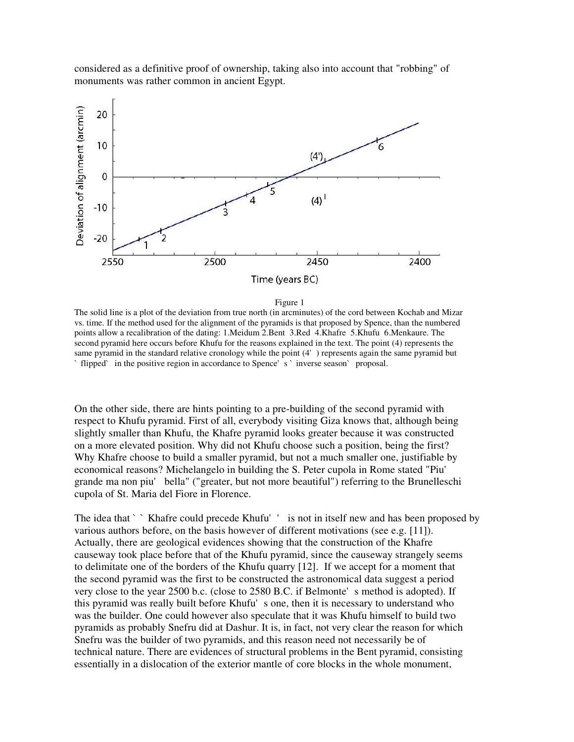considered as a definitive proof of ownership, taking also into account that "robbing" of monuments was rather common in ancient Egypt.

Figure 1

The solid line is a plot of the deviation from true north (in arcminutes) of the cord between Kochab and Mizar vs. time. If the method used for the alignment of the pyramids is that proposed by Spence, than the numbered points allow a recalibration of the dating: 1.Meidum 2.Bent 3.Red 4.Khafre 5.Khufu 6.Menkaure. The second pyramid here occurs before Khufu for the reasons explained in the text. The point (4) represents the same pyramid in the standard relative cronology while the point (4') represents again the same pyramid but `flipped` in the positive region in accordance to Spence's `inverse season` proposal.

On the other side, there are hints pointing to a pre-building of the second pyramid with respect to Khufu pyramid. First of all, everybody visiting Giza knows that, although being slightly smaller than Khufu, the Khafre pyramid looks greater because it was constructed on a more elevated position. Why did not Khufu choose such a position, being the first? Why Khafre choose to build a smaller pyramid, but not a much smaller one, justifiable by economical reasons? Michelangelo in building the S. Peter cupola in Rome stated "Piu' grande ma non piu' bella" ("greater, but not more beautiful") referring to the Brunelleschi cupola of St. Maria del Fiore in Florence.

The idea that ``Khafre could precede Khufu'' is not in itself new and has been proposed by various authors before, on the basis however of different motivations (see e.g. [11]). Actually, there are geological evidences showing that the construction of the Khafre causeway took place before that of the Khufu pyramid, since the causeway strangely seems to delimitate one of the borders of the Khufu quarry [12]. If we accept for a moment that the second pyramid was the first to be constructed the astronomical data suggest a period very close to the year 2500 b.c. (close to 2580 B.C. if Belmonte's method is adopted). If this pyramid was really built before Khufu's one, then it is necessary to understand who was the builder. One could however also speculate that it was Khufu himself to build two pyramids as probably Snefru did at Dashur. It is, in fact, not very clear the reason for which Snefru was the builder of two pyramids, and this reason need not necessarily be of technical nature. There are evidences of structural problems in the Bent pyramid, consisting essentially in a dislocation of the exterior mantle of core blocks in the whole monument,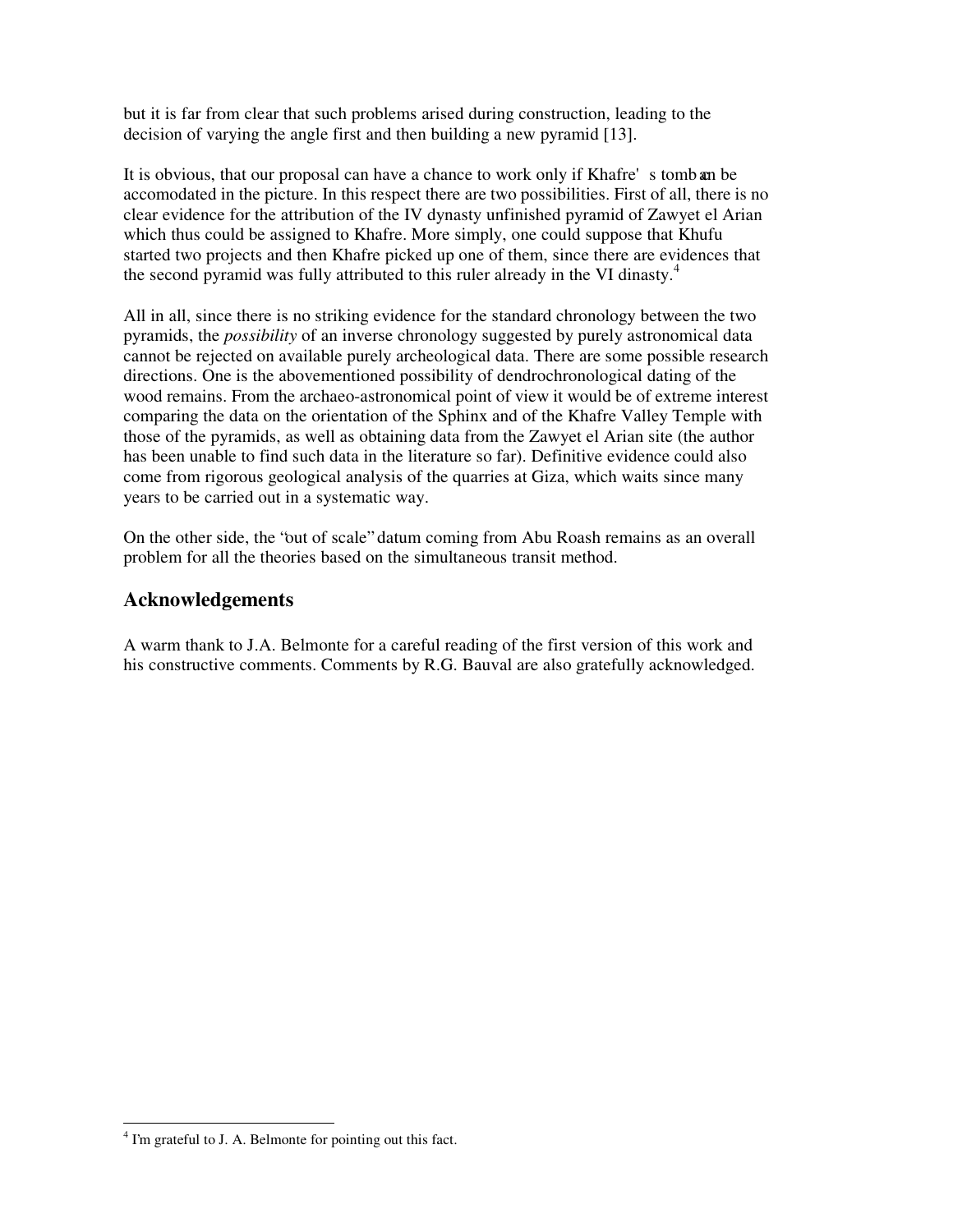but it is far from clear that such problems arised during construction, leading to the decision of varying the angle first and then building a new pyramid [13].

It is obvious, that our proposal can have a chance to work only if Khafre's tomb can be accomodated in the picture. In this respect there are two possibilities. First of all, there is no clear evidence for the attribution of the IV dynasty unfinished pyramid of Zawyet el Arian which thus could be assigned to Khafre. More simply, one could suppose that Khufu started two projects and then Khafre picked up one of them, since there are evidences that the second pyramid was fully attributed to this ruler already in the VI dinasty.[4]

All in all, since there is no striking evidence for the standard chronology between the two pyramids, the *possibility* of an inverse chronology suggested by purely astronomical data cannot be rejected on available purely archeological data. There are some possible research directions. One is the abovementioned possibility of dendrochronological dating of the wood remains. From the archaeo-astronomical point of view it would be of extreme interest comparing the data on the orientation of the Sphinx and of the Khafre Valley Temple with those of the pyramids, as well as obtaining data from the Zawyet el Arian site (the author has been unable to find such data in the literature so far). Definitive evidence could also come from rigorous geological analysis of the quarries at Giza, which waits since many years to be carried out in a systematic way.

On the other side, the "out of scale" datum coming from Abu Roash remains as an overall problem for all the theories based on the simultaneous transit method.

## Acknowledgements

A warm thank to J.A. Belmonte for a careful reading of the first version of this work and his constructive comments. Comments by R.G. Bauval are also gratefully acknowledged.

[4] I'm grateful to J. A. Belmonte for pointing out this fact.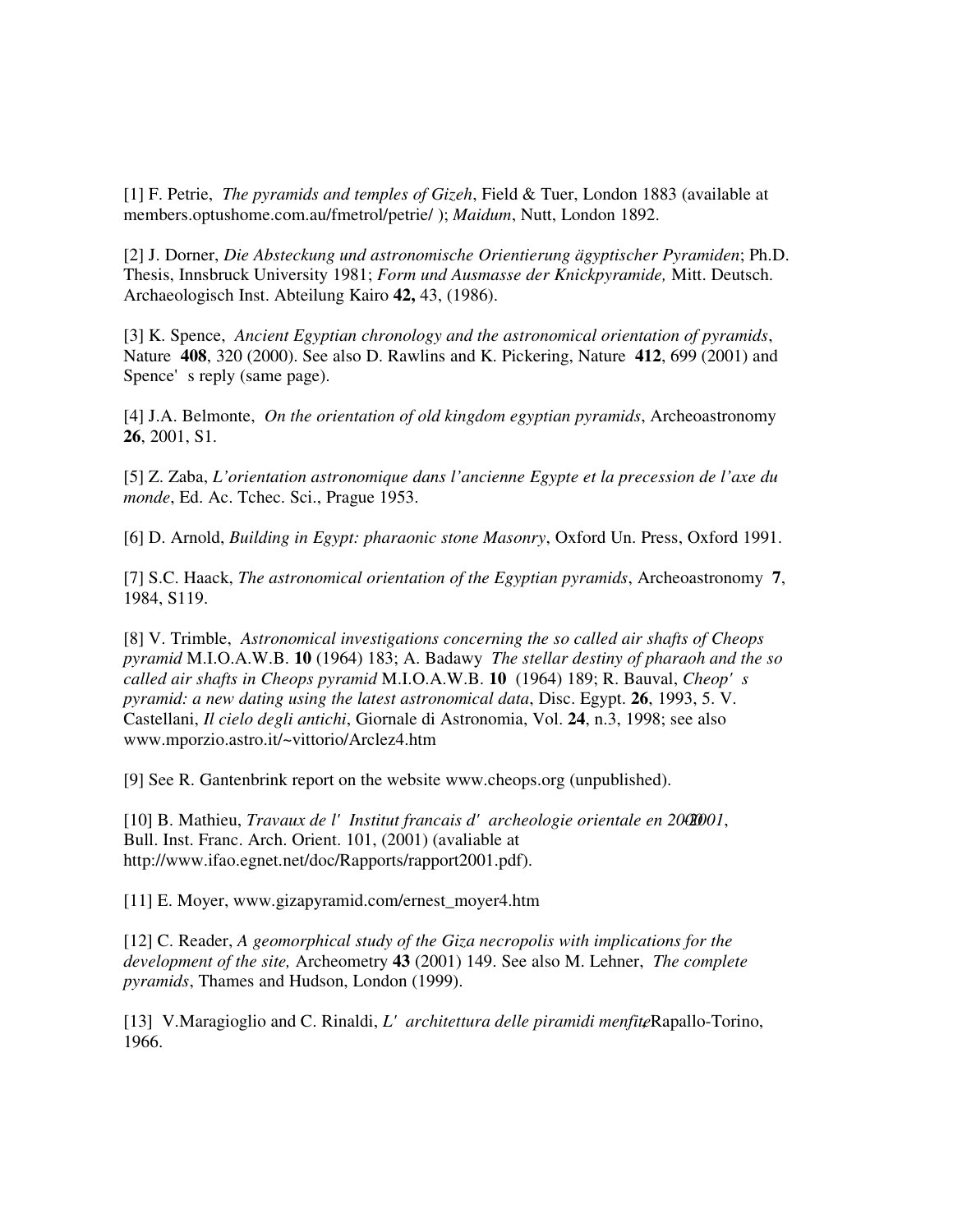[1] F. Petrie, *The pyramids and temples of Gizeh*, Field & Tuer, London 1883 (available at members.optushome.com.au/fmetrol/petrie/ ); *Maidum*, Nutt, London 1892.

[2] J. Dorner, *Die Absteckung und astronomische Orientierung ägyptischer Pyramiden*; Ph.D. Thesis, Innsbruck University 1981; *Form und Ausmasse der Knickpyramide,* Mitt. Deutsch. Archaeologisch Inst. Abteilung Kairo **42,** 43, (1986).

[3] K. Spence, *Ancient Egyptian chronology and the astronomical orientation of pyramids*, Nature **408**, 320 (2000). See also D. Rawlins and K. Pickering, Nature **412**, 699 (2001) and Spence's reply (same page).

[4] J.A. Belmonte, *On the orientation of old kingdom egyptian pyramids*, Archeoastronomy **26**, 2001, S1.

[5] Z. Zaba, *L'orientation astronomique dans l'ancienne Egypte et la precession de l'axe du monde*, Ed. Ac. Tchec. Sci., Prague 1953.

[6] D. Arnold, *Building in Egypt: pharaonic stone Masonry*, Oxford Un. Press, Oxford 1991.

[7] S.C. Haack, *The astronomical orientation of the Egyptian pyramids*, Archeoastronomy **7**, 1984, S119.

[8] V. Trimble, *Astronomical investigations concerning the so called air shafts of Cheops pyramid* M.I.O.A.W.B. **10** (1964) 183; A. Badawy *The stellar destiny of pharaoh and the so called air shafts in Cheops pyramid* M.I.O.A.W.B. **10** (1964) 189; R. Bauval, *Cheop's pyramid: a new dating using the latest astronomical data*, Disc. Egypt. **26**, 1993, 5. V. Castellani, *Il cielo degli antichi*, Giornale di Astronomia, Vol. **24**, n.3, 1998; see also www.mporzio.astro.it/~vittorio/Arclez4.htm

[9] See R. Gantenbrink report on the website www.cheops.org (unpublished).

[10] B. Mathieu, *Travaux de l'Institut francais d'archeologie orientale en 2000-2001*, Bull. Inst. Franc. Arch. Orient. 101, (2001) (avaliable at http://www.ifao.egnet.net/doc/Rapports/rapport2001.pdf).

[11] E. Moyer, www.gizapyramid.com/ernest_moyer4.htm

[12] C. Reader, *A geomorphical study of the Giza necropolis with implications for the development of the site,* Archeometry **43** (2001) 149. See also M. Lehner, *The complete pyramids*, Thames and Hudson, London (1999).

[13] V.Maragioglio and C. Rinaldi, *L'architettura delle piramidi menfite*, Rapallo-Torino, 1966.